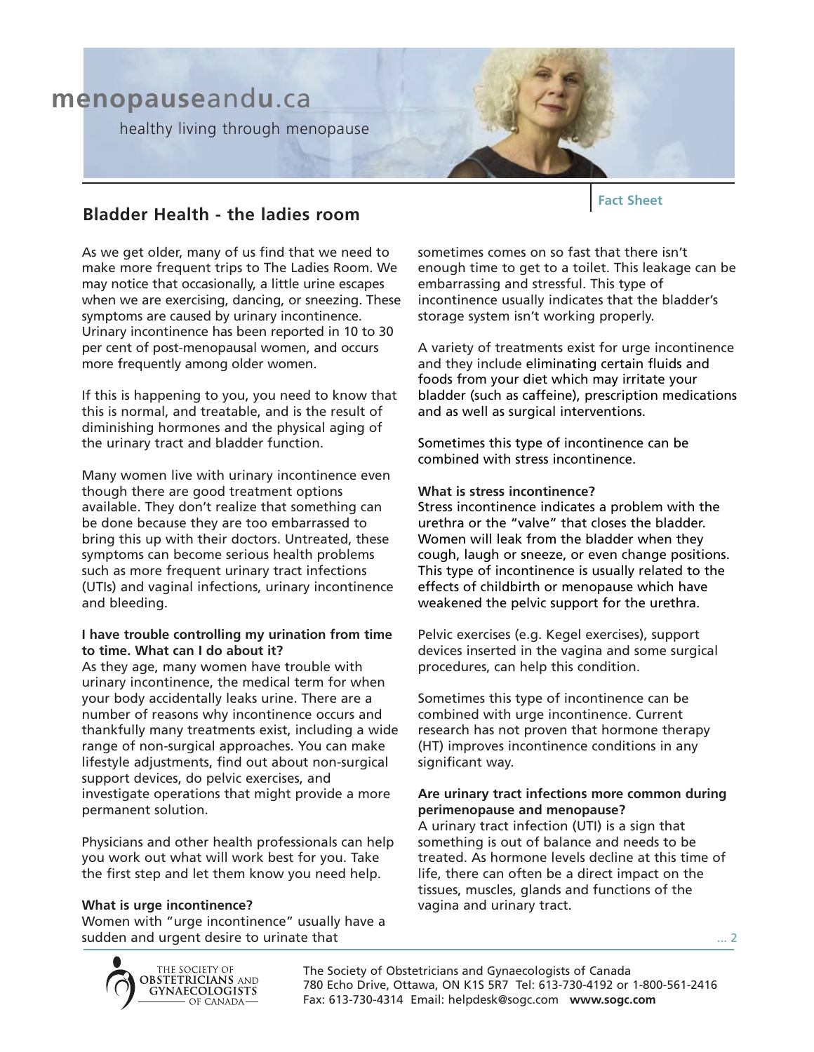**menopauseandu.ca**

healthy living through menopause

**Fact Sheet**

## Bladder Health - the ladies room

As we get older, many of us find that we need to make more frequent trips to The Ladies Room. We may notice that occasionally, a little urine escapes when we are exercising, dancing, or sneezing. These symptoms are caused by urinary incontinence. Urinary incontinence has been reported in 10 to 30 per cent of post-menopausal women, and occurs more frequently among older women.

If this is happening to you, you need to know that this is normal, and treatable, and is the result of diminishing hormones and the physical aging of the urinary tract and bladder function.

Many women live with urinary incontinence even though there are good treatment options available. They don't realize that something can be done because they are too embarrassed to bring this up with their doctors. Untreated, these symptoms can become serious health problems such as more frequent urinary tract infections (UTIs) and vaginal infections, urinary incontinence and bleeding.

**I have trouble controlling my urination from time to time. What can I do about it?**

As they age, many women have trouble with urinary incontinence, the medical term for when your body accidentally leaks urine. There are a number of reasons why incontinence occurs and thankfully many treatments exist, including a wide range of non-surgical approaches. You can make lifestyle adjustments, find out about non-surgical support devices, do pelvic exercises, and investigate operations that might provide a more permanent solution.

Physicians and other health professionals can help you work out what will work best for you. Take the first step and let them know you need help.

**What is urge incontinence?**

Women with "urge incontinence" usually have a sudden and urgent desire to urinate that sometimes comes on so fast that there isn't enough time to get to a toilet. This leakage can be embarrassing and stressful. This type of incontinence usually indicates that the bladder's storage system isn't working properly.

A variety of treatments exist for urge incontinence and they include eliminating certain fluids and foods from your diet which may irritate your bladder (such as caffeine), prescription medications and as well as surgical interventions.

Sometimes this type of incontinence can be combined with stress incontinence.

**What is stress incontinence?**

Stress incontinence indicates a problem with the urethra or the "valve" that closes the bladder. Women will leak from the bladder when they cough, laugh or sneeze, or even change positions. This type of incontinence is usually related to the effects of childbirth or menopause which have weakened the pelvic support for the urethra.

Pelvic exercises (e.g. Kegel exercises), support devices inserted in the vagina and some surgical procedures, can help this condition.

Sometimes this type of incontinence can be combined with urge incontinence. Current research has not proven that hormone therapy (HT) improves incontinence conditions in any significant way.

**Are urinary tract infections more common during perimenopause and menopause?**

A urinary tract infection (UTI) is a sign that something is out of balance and needs to be treated. As hormone levels decline at this time of life, there can often be a direct impact on the tissues, muscles, glands and functions of the vagina and urinary tract.

... 2

The Society of Obstetricians and Gynaecologists of Canada
780 Echo Drive, Ottawa, ON K1S 5R7 Tel: 613-730-4192 or 1-800-561-2416
Fax: 613-730-4314 Email: helpdesk@sogc.com **www.sogc.com**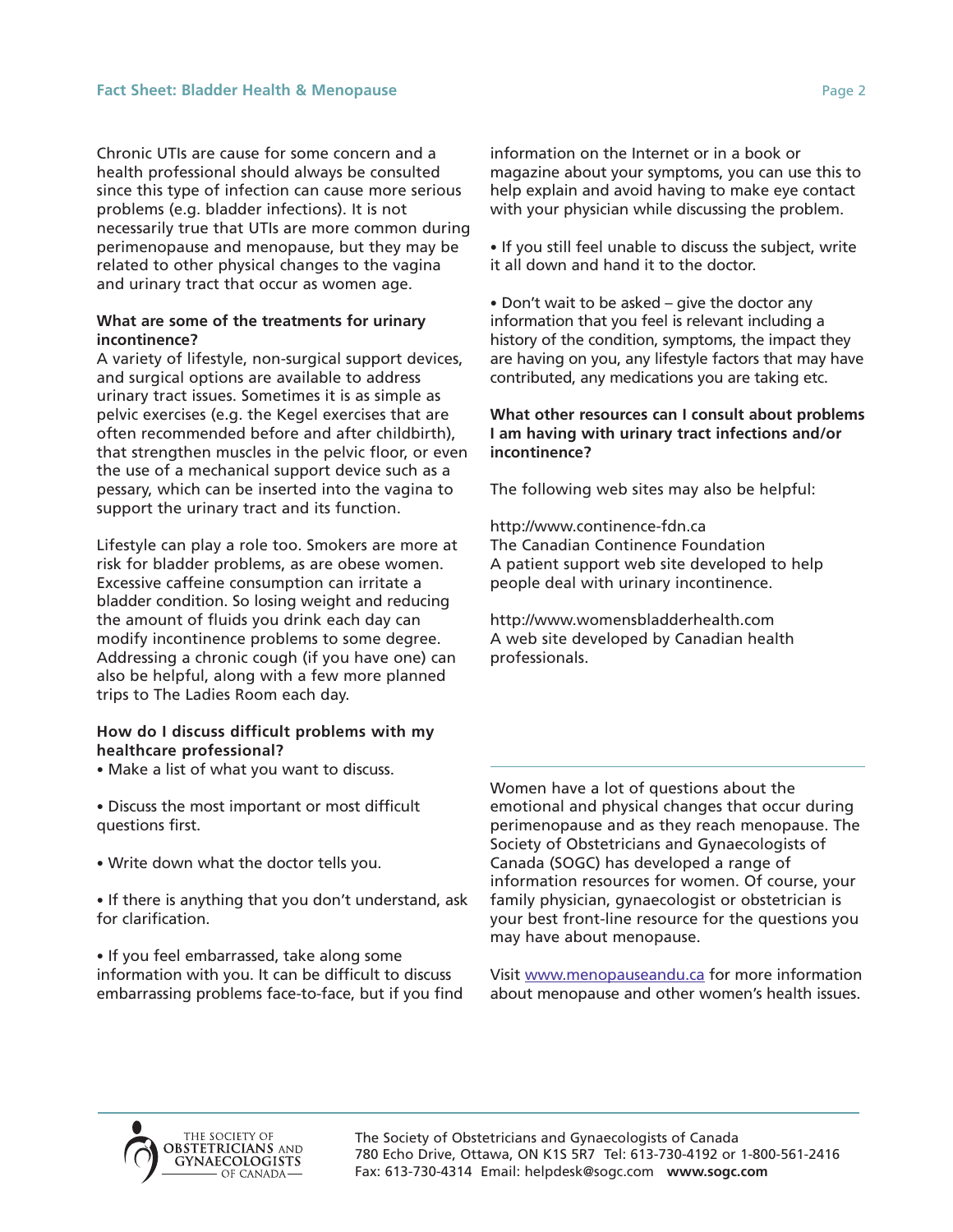Chronic UTIs are cause for some concern and a health professional should always be consulted since this type of infection can cause more serious problems (e.g. bladder infections). It is not necessarily true that UTIs are more common during perimenopause and menopause, but they may be related to other physical changes to the vagina and urinary tract that occur as women age.

**What are some of the treatments for urinary incontinence?**

A variety of lifestyle, non-surgical support devices, and surgical options are available to address urinary tract issues. Sometimes it is as simple as pelvic exercises (e.g. the Kegel exercises that are often recommended before and after childbirth), that strengthen muscles in the pelvic floor, or even the use of a mechanical support device such as a pessary, which can be inserted into the vagina to support the urinary tract and its function.

Lifestyle can play a role too. Smokers are more at risk for bladder problems, as are obese women. Excessive caffeine consumption can irritate a bladder condition. So losing weight and reducing the amount of fluids you drink each day can modify incontinence problems to some degree. Addressing a chronic cough (if you have one) can also be helpful, along with a few more planned trips to The Ladies Room each day.

**How do I discuss difficult problems with my healthcare professional?**

- Make a list of what you want to discuss.
- Discuss the most important or most difficult questions first.
- Write down what the doctor tells you.
- If there is anything that you don't understand, ask for clarification.
- If you feel embarrassed, take along some information with you. It can be difficult to discuss embarrassing problems face-to-face, but if you find information on the Internet or in a book or magazine about your symptoms, you can use this to help explain and avoid having to make eye contact with your physician while discussing the problem.
- If you still feel unable to discuss the subject, write it all down and hand it to the doctor.
- Don't wait to be asked – give the doctor any information that you feel is relevant including a history of the condition, symptoms, the impact they are having on you, any lifestyle factors that may have contributed, any medications you are taking etc.

**What other resources can I consult about problems I am having with urinary tract infections and/or incontinence?**

The following web sites may also be helpful:

http://www.continence-fdn.ca
The Canadian Continence Foundation
A patient support web site developed to help people deal with urinary incontinence.

http://www.womensbladderhealth.com
A web site developed by Canadian health professionals.

---

Women have a lot of questions about the emotional and physical changes that occur during perimenopause and as they reach menopause. The Society of Obstetricians and Gynaecologists of Canada (SOGC) has developed a range of information resources for women. Of course, your family physician, gynaecologist or obstetrician is your best front-line resource for the questions you may have about menopause.

Visit www.menopauseandu.ca for more information about menopause and other women's health issues.

The Society of Obstetricians and Gynaecologists of Canada
780 Echo Drive, Ottawa, ON K1S 5R7 Tel: 613-730-4192 or 1-800-561-2416
Fax: 613-730-4314 Email: helpdesk@sogc.com **www.sogc.com**